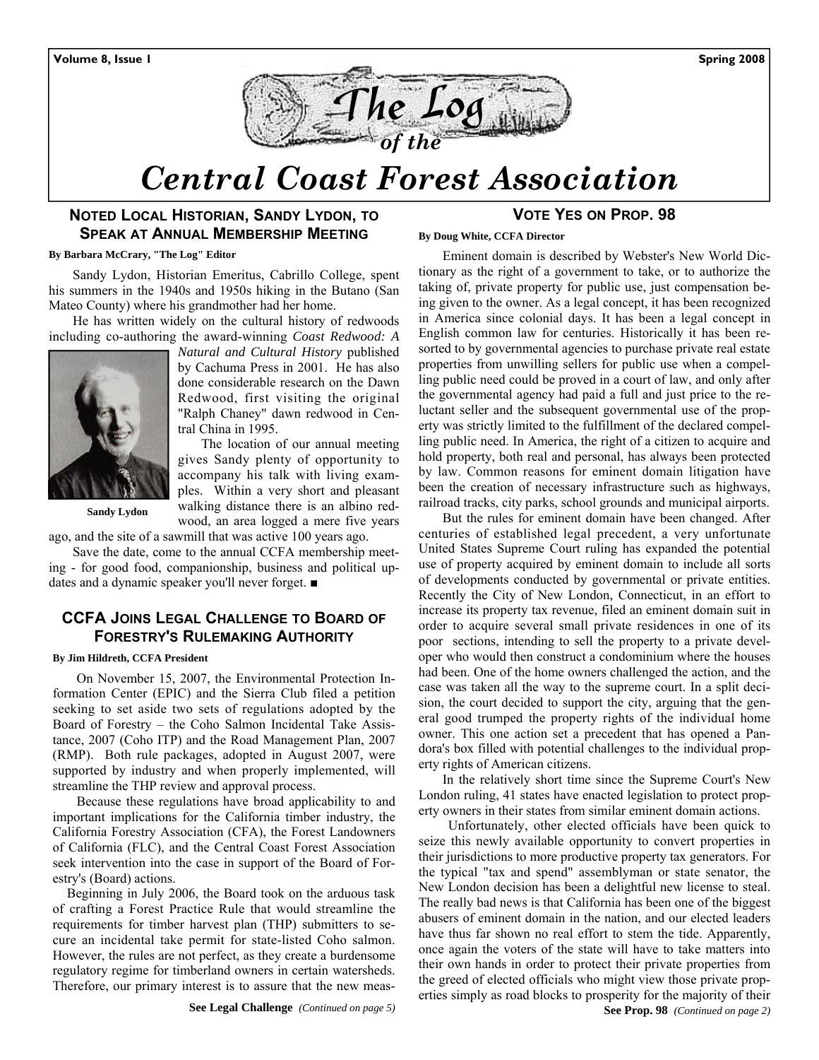Volume 8, Issue 1 — Spring 2008

# The Log of the Central Coast Forest Association

## Noted Local Historian, Sandy Lydon, to Speak at Annual Membership Meeting

**By Barbara McCrary, "The Log" Editor**

Sandy Lydon, Historian Emeritus, Cabrillo College, spent his summers in the 1940s and 1950s hiking in the Butano (San Mateo County) where his grandmother had her home.

He has written widely on the cultural history of redwoods including co-authoring the award-winning *Coast Redwood: A Natural and Cultural History* published by Cachuma Press in 2001. He has also done considerable research on the Dawn Redwood, first visiting the original "Ralph Chaney" dawn redwood in Central China in 1995.

Sandy Lydon

The location of our annual meeting gives Sandy plenty of opportunity to accompany his talk with living examples. Within a very short and pleasant walking distance there is an albino redwood, an area logged a mere five years ago, and the site of a sawmill that was active 100 years ago.

Save the date, come to the annual CCFA membership meeting - for good food, companionship, business and political updates and a dynamic speaker you'll never forget. ■

## CCFA Joins Legal Challenge to Board of Forestry's Rulemaking Authority

**By Jim Hildreth, CCFA President**

On November 15, 2007, the Environmental Protection Information Center (EPIC) and the Sierra Club filed a petition seeking to set aside two sets of regulations adopted by the Board of Forestry – the Coho Salmon Incidental Take Assistance, 2007 (Coho ITP) and the Road Management Plan, 2007 (RMP). Both rule packages, adopted in August 2007, were supported by industry and when properly implemented, will streamline the THP review and approval process.

Because these regulations have broad applicability to and important implications for the California timber industry, the California Forestry Association (CFA), the Forest Landowners of California (FLC), and the Central Coast Forest Association seek intervention into the case in support of the Board of Forestry's (Board) actions.

Beginning in July 2006, the Board took on the arduous task of crafting a Forest Practice Rule that would streamline the requirements for timber harvest plan (THP) submitters to secure an incidental take permit for state-listed Coho salmon. However, the rules are not perfect, as they create a burdensome regulatory regime for timberland owners in certain watersheds. Therefore, our primary interest is to assure that the new meas-

**See Legal Challenge** *(Continued on page 5)*

## Vote Yes on Prop. 98

**By Doug White, CCFA Director**

Eminent domain is described by Webster's New World Dictionary as the right of a government to take, or to authorize the taking of, private property for public use, just compensation being given to the owner. As a legal concept, it has been recognized in America since colonial days. It has been a legal concept in English common law for centuries. Historically it has been resorted to by governmental agencies to purchase private real estate properties from unwilling sellers for public use when a compelling public need could be proved in a court of law, and only after the governmental agency had paid a full and just price to the reluctant seller and the subsequent governmental use of the property was strictly limited to the fulfillment of the declared compelling public need. In America, the right of a citizen to acquire and hold property, both real and personal, has always been protected by law. Common reasons for eminent domain litigation have been the creation of necessary infrastructure such as highways, railroad tracks, city parks, school grounds and municipal airports.

But the rules for eminent domain have been changed. After centuries of established legal precedent, a very unfortunate United States Supreme Court ruling has expanded the potential use of property acquired by eminent domain to include all sorts of developments conducted by governmental or private entities. Recently the City of New London, Connecticut, in an effort to increase its property tax revenue, filed an eminent domain suit in order to acquire several small private residences in one of its poor sections, intending to sell the property to a private developer who would then construct a condominium where the houses had been. One of the home owners challenged the action, and the case was taken all the way to the supreme court. In a split decision, the court decided to support the city, arguing that the general good trumped the property rights of the individual home owner. This one action set a precedent that has opened a Pandora's box filled with potential challenges to the individual property rights of American citizens.

In the relatively short time since the Supreme Court's New London ruling, 41 states have enacted legislation to protect property owners in their states from similar eminent domain actions.

Unfortunately, other elected officials have been quick to seize this newly available opportunity to convert properties in their jurisdictions to more productive property tax generators. For the typical "tax and spend" assemblyman or state senator, the New London decision has been a delightful new license to steal. The really bad news is that California has been one of the biggest abusers of eminent domain in the nation, and our elected leaders have thus far shown no real effort to stem the tide. Apparently, once again the voters of the state will have to take matters into their own hands in order to protect their private properties from the greed of elected officials who might view those private properties simply as road blocks to prosperity for the majority of their

**See Prop. 98** *(Continued on page 2)*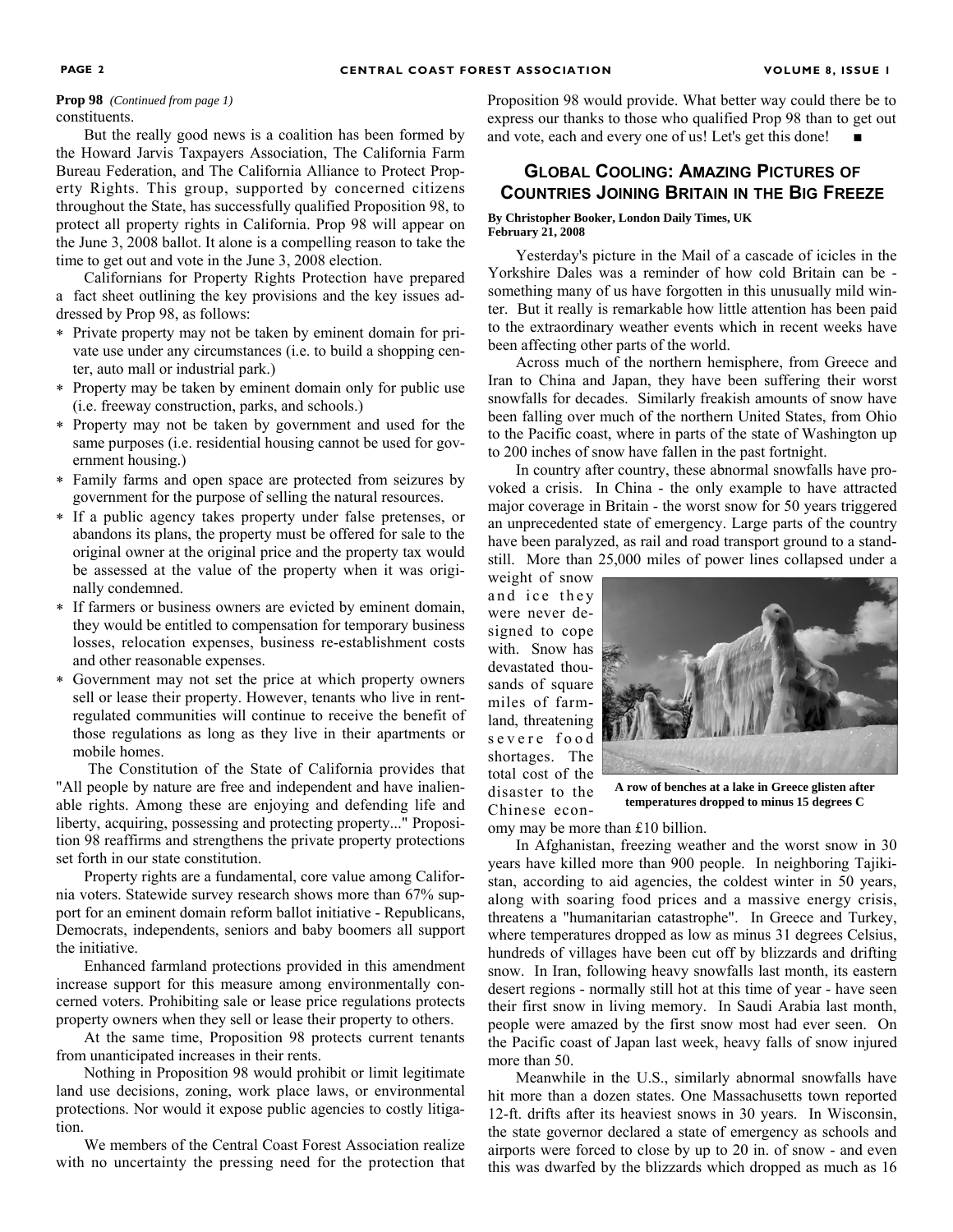**Prop 98** *(Continued from page 1)*
constituents.

But the really good news is a coalition has been formed by the Howard Jarvis Taxpayers Association, The California Farm Bureau Federation, and The California Alliance to Protect Property Rights. This group, supported by concerned citizens throughout the State, has successfully qualified Proposition 98, to protect all property rights in California. Prop 98 will appear on the June 3, 2008 ballot. It alone is a compelling reason to take the time to get out and vote in the June 3, 2008 election.

Californians for Property Rights Protection have prepared a fact sheet outlining the key provisions and the key issues addressed by Prop 98, as follows:

- Private property may not be taken by eminent domain for private use under any circumstances (i.e. to build a shopping center, auto mall or industrial park.)
- Property may be taken by eminent domain only for public use (i.e. freeway construction, parks, and schools.)
- Property may not be taken by government and used for the same purposes (i.e. residential housing cannot be used for government housing.)
- Family farms and open space are protected from seizures by government for the purpose of selling the natural resources.
- If a public agency takes property under false pretenses, or abandons its plans, the property must be offered for sale to the original owner at the original price and the property tax would be assessed at the value of the property when it was originally condemned.
- If farmers or business owners are evicted by eminent domain, they would be entitled to compensation for temporary business losses, relocation expenses, business re-establishment costs and other reasonable expenses.
- Government may not set the price at which property owners sell or lease their property. However, tenants who live in rent-regulated communities will continue to receive the benefit of those regulations as long as they live in their apartments or mobile homes.

The Constitution of the State of California provides that "All people by nature are free and independent and have inalienable rights. Among these are enjoying and defending life and liberty, acquiring, possessing and protecting property..." Proposition 98 reaffirms and strengthens the private property protections set forth in our state constitution.

Property rights are a fundamental, core value among California voters. Statewide survey research shows more than 67% support for an eminent domain reform ballot initiative - Republicans, Democrats, independents, seniors and baby boomers all support the initiative.

Enhanced farmland protections provided in this amendment increase support for this measure among environmentally concerned voters. Prohibiting sale or lease price regulations protects property owners when they sell or lease their property to others.

At the same time, Proposition 98 protects current tenants from unanticipated increases in their rents.

Nothing in Proposition 98 would prohibit or limit legitimate land use decisions, zoning, work place laws, or environmental protections. Nor would it expose public agencies to costly litigation.

We members of the Central Coast Forest Association realize with no uncertainty the pressing need for the protection that Proposition 98 would provide. What better way could there be to express our thanks to those who qualified Prop 98 than to get out and vote, each and every one of us! Let's get this done! ■

## Global Cooling: Amazing Pictures of Countries Joining Britain in the Big Freeze

**By Christopher Booker, London Daily Times, UK**
**February 21, 2008**

Yesterday's picture in the Mail of a cascade of icicles in the Yorkshire Dales was a reminder of how cold Britain can be - something many of us have forgotten in this unusually mild winter. But it really is remarkable how little attention has been paid to the extraordinary weather events which in recent weeks have been affecting other parts of the world.

Across much of the northern hemisphere, from Greece and Iran to China and Japan, they have been suffering their worst snowfalls for decades. Similarly freakish amounts of snow have been falling over much of the northern United States, from Ohio to the Pacific coast, where in parts of the state of Washington up to 200 inches of snow have fallen in the past fortnight.

In country after country, these abnormal snowfalls have provoked a crisis. In China - the only example to have attracted major coverage in Britain - the worst snow for 50 years triggered an unprecedented state of emergency. Large parts of the country have been paralyzed, as rail and road transport ground to a standstill. More than 25,000 miles of power lines collapsed under a weight of snow and ice they were never designed to cope with. Snow has devastated thousands of square miles of farmland, threatening severe food shortages. The total cost of the disaster to the Chinese economy may be more than £10 billion.

A row of benches at a lake in Greece glisten after temperatures dropped to minus 15 degrees C

In Afghanistan, freezing weather and the worst snow in 30 years have killed more than 900 people. In neighboring Tajikistan, according to aid agencies, the coldest winter in 50 years, along with soaring food prices and a massive energy crisis, threatens a "humanitarian catastrophe". In Greece and Turkey, where temperatures dropped as low as minus 31 degrees Celsius, hundreds of villages have been cut off by blizzards and drifting snow. In Iran, following heavy snowfalls last month, its eastern desert regions - normally still hot at this time of year - have seen their first snow in living memory. In Saudi Arabia last month, people were amazed by the first snow most had ever seen. On the Pacific coast of Japan last week, heavy falls of snow injured more than 50.

Meanwhile in the U.S., similarly abnormal snowfalls have hit more than a dozen states. One Massachusetts town reported 12-ft. drifts after its heaviest snows in 30 years. In Wisconsin, the state governor declared a state of emergency as schools and airports were forced to close by up to 20 in. of snow - and even this was dwarfed by the blizzards which dropped as much as 16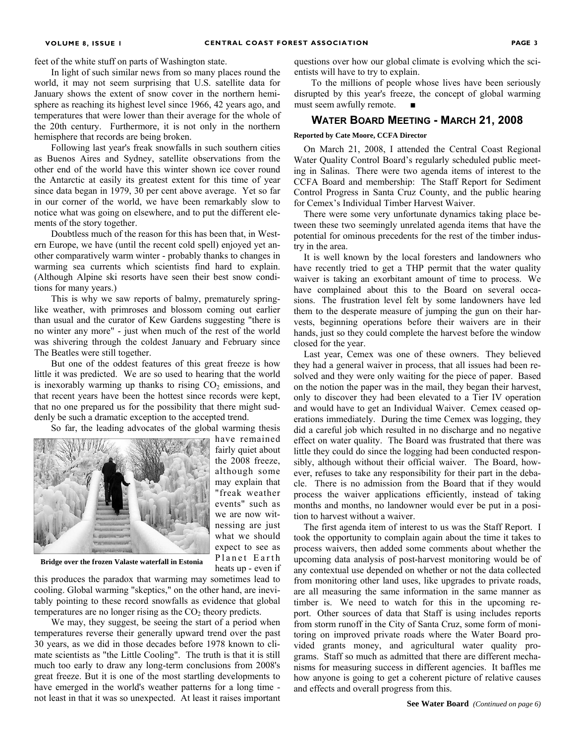feet of the white stuff on parts of Washington state.

In light of such similar news from so many places round the world, it may not seem surprising that U.S. satellite data for January shows the extent of snow cover in the northern hemisphere as reaching its highest level since 1966, 42 years ago, and temperatures that were lower than their average for the whole of the 20th century. Furthermore, it is not only in the northern hemisphere that records are being broken.

Following last year's freak snowfalls in such southern cities as Buenos Aires and Sydney, satellite observations from the other end of the world have this winter shown ice cover round the Antarctic at easily its greatest extent for this time of year since data began in 1979, 30 per cent above average. Yet so far in our corner of the world, we have been remarkably slow to notice what was going on elsewhere, and to put the different elements of the story together.

Doubtless much of the reason for this has been that, in Western Europe, we have (until the recent cold spell) enjoyed yet another comparatively warm winter - probably thanks to changes in warming sea currents which scientists find hard to explain. (Although Alpine ski resorts have seen their best snow conditions for many years.)

This is why we saw reports of balmy, prematurely spring-like weather, with primroses and blossom coming out earlier than usual and the curator of Kew Gardens suggesting "there is no winter any more" - just when much of the rest of the world was shivering through the coldest January and February since The Beatles were still together.

But one of the oddest features of this great freeze is how little it was predicted. We are so used to hearing that the world is inexorably warming up thanks to rising $CO_2$ emissions, and that recent years have been the hottest since records were kept, that no one prepared us for the possibility that there might suddenly be such a dramatic exception to the accepted trend.

So far, the leading advocates of the global warming thesis have remained fairly quiet about the 2008 freeze, although some may explain that "freak weather events" such as we are now witnessing are just what we should expect to see as Planet Earth heats up - even if this produces the paradox that warming may sometimes lead to cooling. Global warming "skeptics," on the other hand, are inevitably pointing to these record snowfalls as evidence that global temperatures are no longer rising as the $CO_2$ theory predicts.

**Bridge over the frozen Valaste waterfall in Estonia**

We may, they suggest, be seeing the start of a period when temperatures reverse their generally upward trend over the past 30 years, as we did in those decades before 1978 known to climate scientists as "the Little Cooling". The truth is that it is still much too early to draw any long-term conclusions from 2008's great freeze. But it is one of the most startling developments to have emerged in the world's weather patterns for a long time - not least in that it was so unexpected. At least it raises important questions over how our global climate is evolving which the scientists will have to try to explain.

To the millions of people whose lives have been seriously disrupted by this year's freeze, the concept of global warming must seem awfully remote. ■

## Water Board Meeting - March 21, 2008

**Reported by Cate Moore, CCFA Director**

On March 21, 2008, I attended the Central Coast Regional Water Quality Control Board's regularly scheduled public meeting in Salinas. There were two agenda items of interest to the CCFA Board and membership: The Staff Report for Sediment Control Progress in Santa Cruz County, and the public hearing for Cemex's Individual Timber Harvest Waiver.

There were some very unfortunate dynamics taking place between these two seemingly unrelated agenda items that have the potential for ominous precedents for the rest of the timber industry in the area.

It is well known by the local foresters and landowners who have recently tried to get a THP permit that the water quality waiver is taking an exorbitant amount of time to process. We have complained about this to the Board on several occasions. The frustration level felt by some landowners have led them to the desperate measure of jumping the gun on their harvests, beginning operations before their waivers are in their hands, just so they could complete the harvest before the window closed for the year.

Last year, Cemex was one of these owners. They believed they had a general waiver in process, that all issues had been resolved and they were only waiting for the piece of paper. Based on the notion the paper was in the mail, they began their harvest, only to discover they had been elevated to a Tier IV operation and would have to get an Individual Waiver. Cemex ceased operations immediately. During the time Cemex was logging, they did a careful job which resulted in no discharge and no negative effect on water quality. The Board was frustrated that there was little they could do since the logging had been conducted responsibly, although without their official waiver. The Board, however, refuses to take any responsibility for their part in the debacle. There is no admission from the Board that if they would process the waiver applications efficiently, instead of taking months and months, no landowner would ever be put in a position to harvest without a waiver.

The first agenda item of interest to us was the Staff Report. I took the opportunity to complain again about the time it takes to process waivers, then added some comments about whether the upcoming data analysis of post-harvest monitoring would be of any contextual use depended on whether or not the data collected from monitoring other land uses, like upgrades to private roads, are all measuring the same information in the same manner as timber is. We need to watch for this in the upcoming report. Other sources of data that Staff is using includes reports from storm runoff in the City of Santa Cruz, some form of monitoring on improved private roads where the Water Board provided grants money, and agricultural water quality programs. Staff so much as admitted that there are different mechanisms for measuring success in different agencies. It baffles me how anyone is going to get a coherent picture of relative causes and effects and overall progress from this.

**See Water Board** *(Continued on page 6)*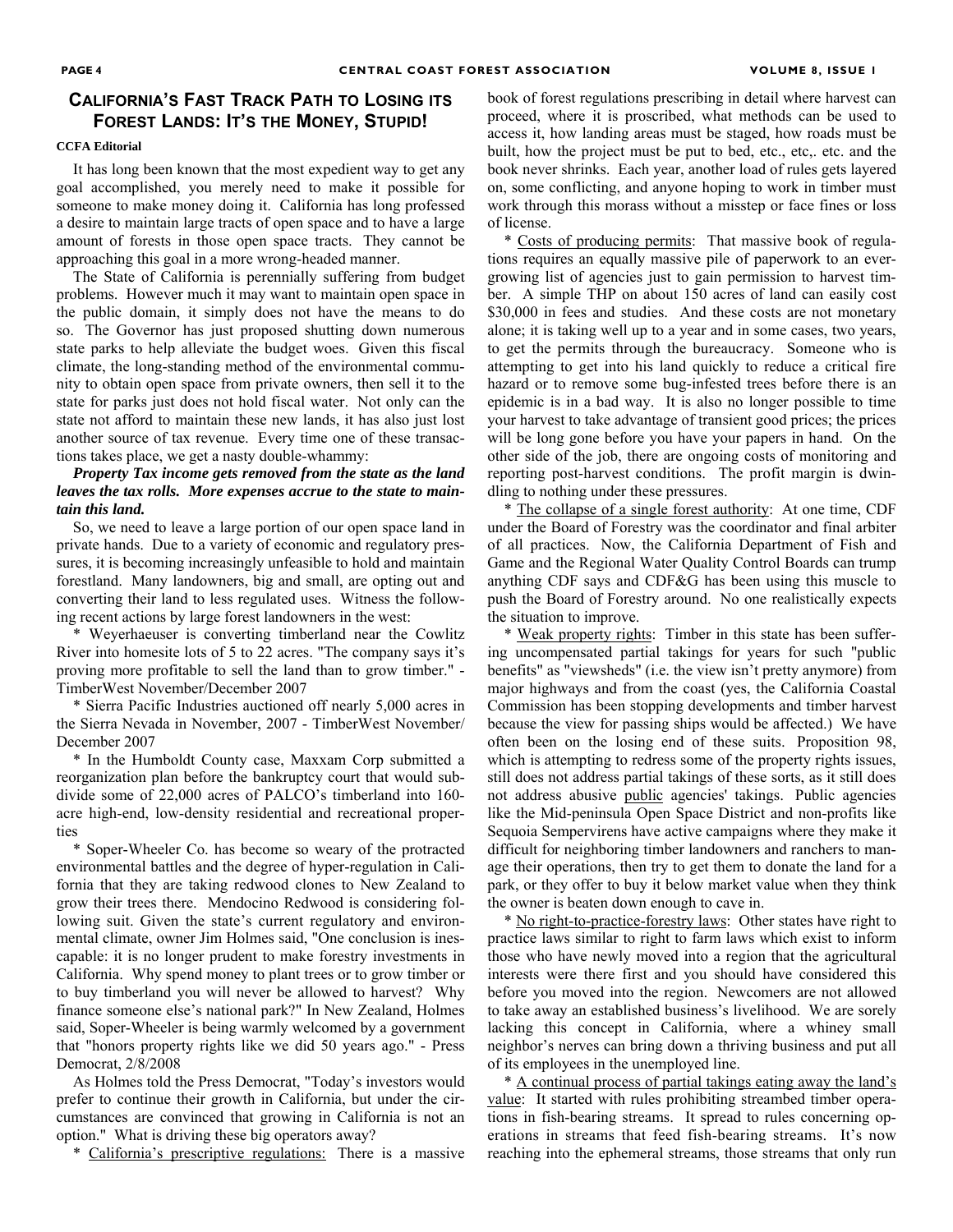## California's Fast Track Path to Losing its Forest Lands: It's the Money, Stupid!

**CCFA Editorial**

It has long been known that the most expedient way to get any goal accomplished, you merely need to make it possible for someone to make money doing it. California has long professed a desire to maintain large tracts of open space and to have a large amount of forests in those open space tracts. They cannot be approaching this goal in a more wrong-headed manner.

The State of California is perennially suffering from budget problems. However much it may want to maintain open space in the public domain, it simply does not have the means to do so. The Governor has just proposed shutting down numerous state parks to help alleviate the budget woes. Given this fiscal climate, the long-standing method of the environmental community to obtain open space from private owners, then sell it to the state for parks just does not hold fiscal water. Not only can the state not afford to maintain these new lands, it has also just lost another source of tax revenue. Every time one of these transactions takes place, we get a nasty double-whammy:

***Property Tax income gets removed from the state as the land leaves the tax rolls. More expenses accrue to the state to maintain this land.***

So, we need to leave a large portion of our open space land in private hands. Due to a variety of economic and regulatory pressures, it is becoming increasingly unfeasible to hold and maintain forestland. Many landowners, big and small, are opting out and converting their land to less regulated uses. Witness the following recent actions by large forest landowners in the west:

* Weyerhaeuser is converting timberland near the Cowlitz River into homesite lots of 5 to 22 acres. "The company says it's proving more profitable to sell the land than to grow timber." - TimberWest November/December 2007

* Sierra Pacific Industries auctioned off nearly 5,000 acres in the Sierra Nevada in November, 2007 - TimberWest November/ December 2007

* In the Humboldt County case, Maxxam Corp submitted a reorganization plan before the bankruptcy court that would subdivide some of 22,000 acres of PALCO's timberland into 160-acre high-end, low-density residential and recreational properties

* Soper-Wheeler Co. has become so weary of the protracted environmental battles and the degree of hyper-regulation in California that they are taking redwood clones to New Zealand to grow their trees there. Mendocino Redwood is considering following suit. Given the state's current regulatory and environmental climate, owner Jim Holmes said, "One conclusion is inescapable: it is no longer prudent to make forestry investments in California. Why spend money to plant trees or to grow timber or to buy timberland you will never be allowed to harvest? Why finance someone else's national park?" In New Zealand, Holmes said, Soper-Wheeler is being warmly welcomed by a government that "honors property rights like we did 50 years ago." - Press Democrat, 2/8/2008

As Holmes told the Press Democrat, "Today's investors would prefer to continue their growth in California, but under the circumstances are convinced that growing in California is not an option." What is driving these big operators away?

* California's prescriptive regulations: There is a massive book of forest regulations prescribing in detail where harvest can proceed, where it is proscribed, what methods can be used to access it, how landing areas must be staged, how roads must be built, how the project must be put to bed, etc., etc,. etc. and the book never shrinks. Each year, another load of rules gets layered on, some conflicting, and anyone hoping to work in timber must work through this morass without a misstep or face fines or loss of license.

* Costs of producing permits: That massive book of regulations requires an equally massive pile of paperwork to an ever-growing list of agencies just to gain permission to harvest timber. A simple THP on about 150 acres of land can easily cost \$30,000 in fees and studies. And these costs are not monetary alone; it is taking well up to a year and in some cases, two years, to get the permits through the bureaucracy. Someone who is attempting to get into his land quickly to reduce a critical fire hazard or to remove some bug-infested trees before there is an epidemic is in a bad way. It is also no longer possible to time your harvest to take advantage of transient good prices; the prices will be long gone before you have your papers in hand. On the other side of the job, there are ongoing costs of monitoring and reporting post-harvest conditions. The profit margin is dwindling to nothing under these pressures.

* The collapse of a single forest authority: At one time, CDF under the Board of Forestry was the coordinator and final arbiter of all practices. Now, the California Department of Fish and Game and the Regional Water Quality Control Boards can trump anything CDF says and CDF&G has been using this muscle to push the Board of Forestry around. No one realistically expects the situation to improve.

* Weak property rights: Timber in this state has been suffering uncompensated partial takings for years for such "public benefits" as "viewsheds" (i.e. the view isn't pretty anymore) from major highways and from the coast (yes, the California Coastal Commission has been stopping developments and timber harvest because the view for passing ships would be affected.) We have often been on the losing end of these suits. Proposition 98, which is attempting to redress some of the property rights issues, still does not address partial takings of these sorts, as it still does not address abusive public agencies' takings. Public agencies like the Mid-peninsula Open Space District and non-profits like Sequoia Sempervirens have active campaigns where they make it difficult for neighboring timber landowners and ranchers to manage their operations, then try to get them to donate the land for a park, or they offer to buy it below market value when they think the owner is beaten down enough to cave in.

* No right-to-practice-forestry laws: Other states have right to practice laws similar to right to farm laws which exist to inform those who have newly moved into a region that the agricultural interests were there first and you should have considered this before you moved into the region. Newcomers are not allowed to take away an established business's livelihood. We are sorely lacking this concept in California, where a whiney small neighbor's nerves can bring down a thriving business and put all of its employees in the unemployed line.

* A continual process of partial takings eating away the land's value: It started with rules prohibiting streambed timber operations in fish-bearing streams. It spread to rules concerning operations in streams that feed fish-bearing streams. It's now reaching into the ephemeral streams, those streams that only run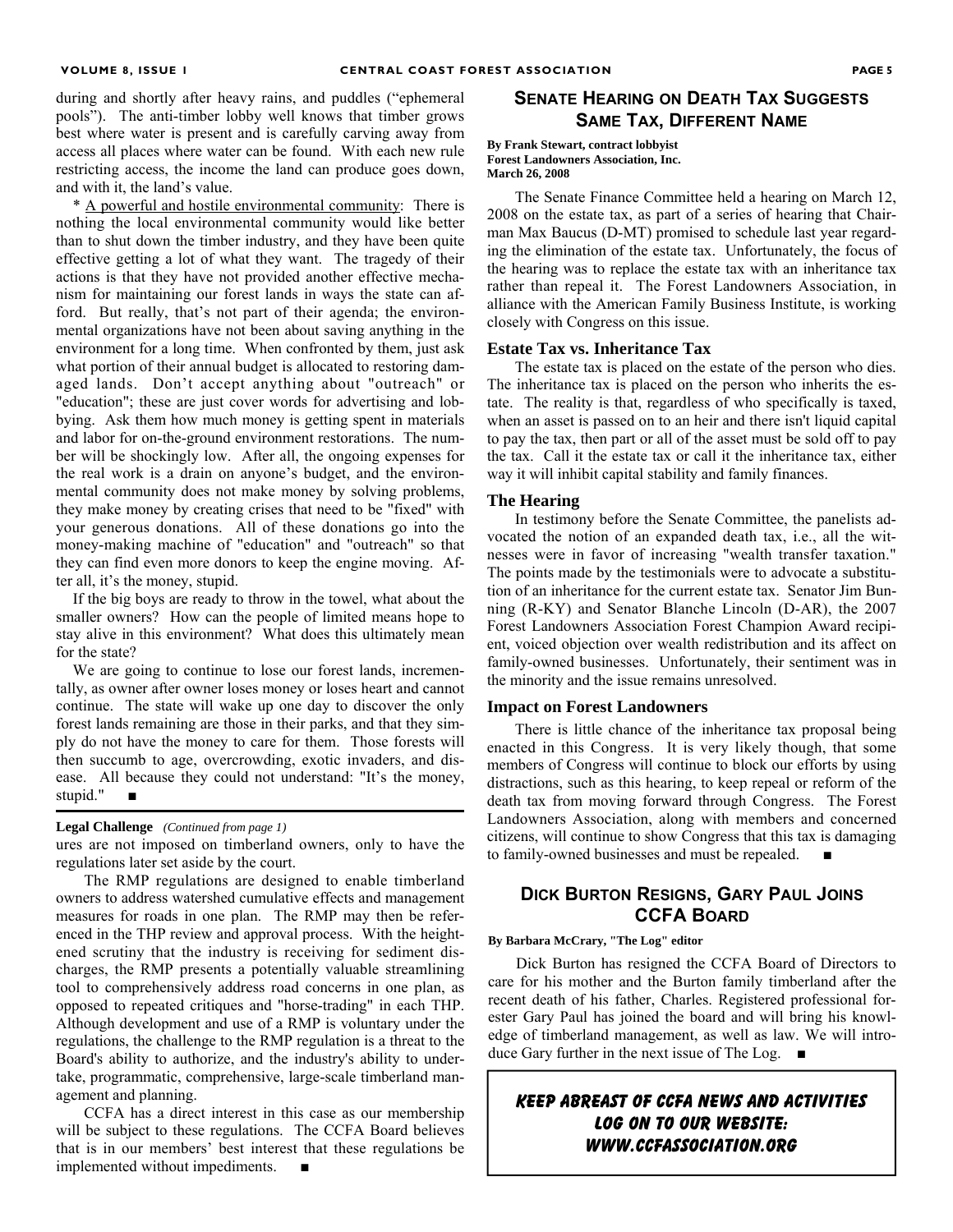during and shortly after heavy rains, and puddles ("ephemeral pools"). The anti-timber lobby well knows that timber grows best where water is present and is carefully carving away from access all places where water can be found. With each new rule restricting access, the income the land can produce goes down, and with it, the land's value.

* A powerful and hostile environmental community: There is nothing the local environmental community would like better than to shut down the timber industry, and they have been quite effective getting a lot of what they want. The tragedy of their actions is that they have not provided another effective mechanism for maintaining our forest lands in ways the state can afford. But really, that's not part of their agenda; the environmental organizations have not been about saving anything in the environment for a long time. When confronted by them, just ask what portion of their annual budget is allocated to restoring damaged lands. Don't accept anything about "outreach" or "education"; these are just cover words for advertising and lobbying. Ask them how much money is getting spent in materials and labor for on-the-ground environment restorations. The number will be shockingly low. After all, the ongoing expenses for the real work is a drain on anyone's budget, and the environmental community does not make money by solving problems, they make money by creating crises that need to be "fixed" with your generous donations. All of these donations go into the money-making machine of "education" and "outreach" so that they can find even more donors to keep the engine moving. After all, it's the money, stupid.

If the big boys are ready to throw in the towel, what about the smaller owners? How can the people of limited means hope to stay alive in this environment? What does this ultimately mean for the state?

We are going to continue to lose our forest lands, incrementally, as owner after owner loses money or loses heart and cannot continue. The state will wake up one day to discover the only forest lands remaining are those in their parks, and that they simply do not have the money to care for them. Those forests will then succumb to age, overcrowding, exotic invaders, and disease. All because they could not understand: "It's the money, stupid." ■

**Legal Challenge** *(Continued from page 1)*

ures are not imposed on timberland owners, only to have the regulations later set aside by the court.

The RMP regulations are designed to enable timberland owners to address watershed cumulative effects and management measures for roads in one plan. The RMP may then be referenced in the THP review and approval process. With the heightened scrutiny that the industry is receiving for sediment discharges, the RMP presents a potentially valuable streamlining tool to comprehensively address road concerns in one plan, as opposed to repeated critiques and "horse-trading" in each THP. Although development and use of a RMP is voluntary under the regulations, the challenge to the RMP regulation is a threat to the Board's ability to authorize, and the industry's ability to undertake, programmatic, comprehensive, large-scale timberland management and planning.

CCFA has a direct interest in this case as our membership will be subject to these regulations. The CCFA Board believes that is in our members' best interest that these regulations be implemented without impediments. ■

## Senate Hearing on Death Tax Suggests Same Tax, Different Name

**By Frank Stewart, contract lobbyist**
**Forest Landowners Association, Inc.**
**March 26, 2008**

The Senate Finance Committee held a hearing on March 12, 2008 on the estate tax, as part of a series of hearing that Chairman Max Baucus (D-MT) promised to schedule last year regarding the elimination of the estate tax. Unfortunately, the focus of the hearing was to replace the estate tax with an inheritance tax rather than repeal it. The Forest Landowners Association, in alliance with the American Family Business Institute, is working closely with Congress on this issue.

### Estate Tax vs. Inheritance Tax

The estate tax is placed on the estate of the person who dies. The inheritance tax is placed on the person who inherits the estate. The reality is that, regardless of who specifically is taxed, when an asset is passed on to an heir and there isn't liquid capital to pay the tax, then part or all of the asset must be sold off to pay the tax. Call it the estate tax or call it the inheritance tax, either way it will inhibit capital stability and family finances.

### The Hearing

In testimony before the Senate Committee, the panelists advocated the notion of an expanded death tax, i.e., all the witnesses were in favor of increasing "wealth transfer taxation." The points made by the testimonials were to advocate a substitution of an inheritance for the current estate tax. Senator Jim Bunning (R-KY) and Senator Blanche Lincoln (D-AR), the 2007 Forest Landowners Association Forest Champion Award recipient, voiced objection over wealth redistribution and its affect on family-owned businesses. Unfortunately, their sentiment was in the minority and the issue remains unresolved.

### Impact on Forest Landowners

There is little chance of the inheritance tax proposal being enacted in this Congress. It is very likely though, that some members of Congress will continue to block our efforts by using distractions, such as this hearing, to keep repeal or reform of the death tax from moving forward through Congress. The Forest Landowners Association, along with members and concerned citizens, will continue to show Congress that this tax is damaging to family-owned businesses and must be repealed. ■

## Dick Burton Resigns, Gary Paul Joins CCFA Board

**By Barbara McCrary, "The Log" editor**

Dick Burton has resigned the CCFA Board of Directors to care for his mother and the Burton family timberland after the recent death of his father, Charles. Registered professional forester Gary Paul has joined the board and will bring his knowledge of timberland management, as well as law. We will introduce Gary further in the next issue of The Log. ■

**KEEP ABREAST OF CCFA NEWS AND ACTIVITIES**
**LOG ON TO OUR WEBSITE:**
**WWW.CCFASSOCIATION.ORG**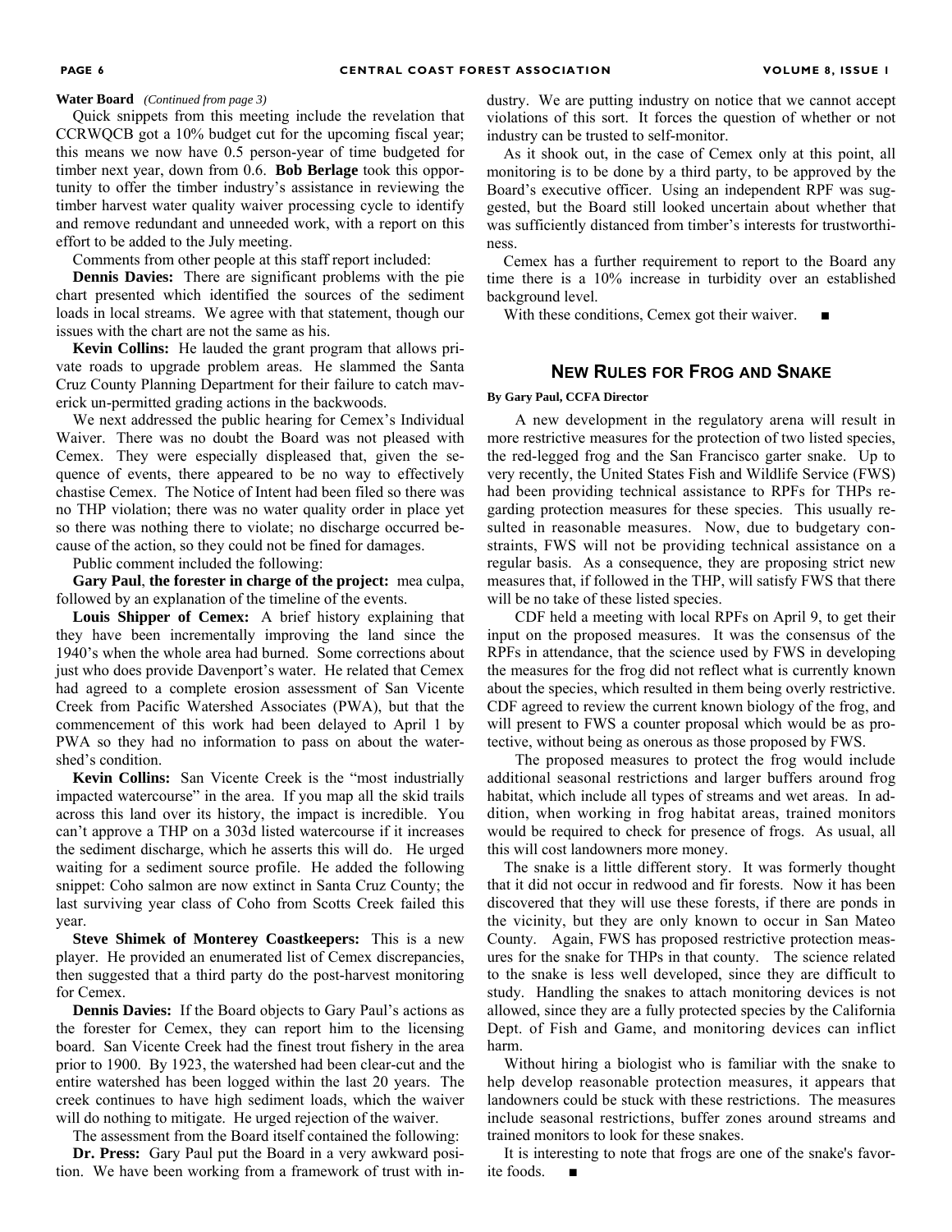**Water Board** *(Continued from page 3)*

Quick snippets from this meeting include the revelation that CCRWQCB got a 10% budget cut for the upcoming fiscal year; this means we now have 0.5 person-year of time budgeted for timber next year, down from 0.6. **Bob Berlage** took this opportunity to offer the timber industry's assistance in reviewing the timber harvest water quality waiver processing cycle to identify and remove redundant and unneeded work, with a report on this effort to be added to the July meeting.

Comments from other people at this staff report included:

**Dennis Davies:** There are significant problems with the pie chart presented which identified the sources of the sediment loads in local streams. We agree with that statement, though our issues with the chart are not the same as his.

**Kevin Collins:** He lauded the grant program that allows private roads to upgrade problem areas. He slammed the Santa Cruz County Planning Department for their failure to catch maverick un-permitted grading actions in the backwoods.

We next addressed the public hearing for Cemex's Individual Waiver. There was no doubt the Board was not pleased with Cemex. They were especially displeased that, given the sequence of events, there appeared to be no way to effectively chastise Cemex. The Notice of Intent had been filed so there was no THP violation; there was no water quality order in place yet so there was nothing there to violate; no discharge occurred because of the action, so they could not be fined for damages.

Public comment included the following:

**Gary Paul**, **the forester in charge of the project:** mea culpa, followed by an explanation of the timeline of the events.

**Louis Shipper of Cemex:** A brief history explaining that they have been incrementally improving the land since the 1940's when the whole area had burned. Some corrections about just who does provide Davenport's water. He related that Cemex had agreed to a complete erosion assessment of San Vicente Creek from Pacific Watershed Associates (PWA), but that the commencement of this work had been delayed to April 1 by PWA so they had no information to pass on about the watershed's condition.

**Kevin Collins:** San Vicente Creek is the "most industrially impacted watercourse" in the area. If you map all the skid trails across this land over its history, the impact is incredible. You can't approve a THP on a 303d listed watercourse if it increases the sediment discharge, which he asserts this will do. He urged waiting for a sediment source profile. He added the following snippet: Coho salmon are now extinct in Santa Cruz County; the last surviving year class of Coho from Scotts Creek failed this year.

**Steve Shimek of Monterey Coastkeepers:** This is a new player. He provided an enumerated list of Cemex discrepancies, then suggested that a third party do the post-harvest monitoring for Cemex.

**Dennis Davies:** If the Board objects to Gary Paul's actions as the forester for Cemex, they can report him to the licensing board. San Vicente Creek had the finest trout fishery in the area prior to 1900. By 1923, the watershed had been clear-cut and the entire watershed has been logged within the last 20 years. The creek continues to have high sediment loads, which the waiver will do nothing to mitigate. He urged rejection of the waiver.

The assessment from the Board itself contained the following:

**Dr. Press:** Gary Paul put the Board in a very awkward position. We have been working from a framework of trust with industry. We are putting industry on notice that we cannot accept violations of this sort. It forces the question of whether or not industry can be trusted to self-monitor.

As it shook out, in the case of Cemex only at this point, all monitoring is to be done by a third party, to be approved by the Board's executive officer. Using an independent RPF was suggested, but the Board still looked uncertain about whether that was sufficiently distanced from timber's interests for trustworthiness.

Cemex has a further requirement to report to the Board any time there is a 10% increase in turbidity over an established background level.

With these conditions, Cemex got their waiver. ■

## New Rules for Frog and Snake

**By Gary Paul, CCFA Director**

A new development in the regulatory arena will result in more restrictive measures for the protection of two listed species, the red-legged frog and the San Francisco garter snake. Up to very recently, the United States Fish and Wildlife Service (FWS) had been providing technical assistance to RPFs for THPs regarding protection measures for these species. This usually resulted in reasonable measures. Now, due to budgetary constraints, FWS will not be providing technical assistance on a regular basis. As a consequence, they are proposing strict new measures that, if followed in the THP, will satisfy FWS that there will be no take of these listed species.

CDF held a meeting with local RPFs on April 9, to get their input on the proposed measures. It was the consensus of the RPFs in attendance, that the science used by FWS in developing the measures for the frog did not reflect what is currently known about the species, which resulted in them being overly restrictive. CDF agreed to review the current known biology of the frog, and will present to FWS a counter proposal which would be as protective, without being as onerous as those proposed by FWS.

The proposed measures to protect the frog would include additional seasonal restrictions and larger buffers around frog habitat, which include all types of streams and wet areas. In addition, when working in frog habitat areas, trained monitors would be required to check for presence of frogs. As usual, all this will cost landowners more money.

The snake is a little different story. It was formerly thought that it did not occur in redwood and fir forests. Now it has been discovered that they will use these forests, if there are ponds in the vicinity, but they are only known to occur in San Mateo County. Again, FWS has proposed restrictive protection measures for the snake for THPs in that county. The science related to the snake is less well developed, since they are difficult to study. Handling the snakes to attach monitoring devices is not allowed, since they are a fully protected species by the California Dept. of Fish and Game, and monitoring devices can inflict harm.

Without hiring a biologist who is familiar with the snake to help develop reasonable protection measures, it appears that landowners could be stuck with these restrictions. The measures include seasonal restrictions, buffer zones around streams and trained monitors to look for these snakes.

It is interesting to note that frogs are one of the snake's favorite foods. ■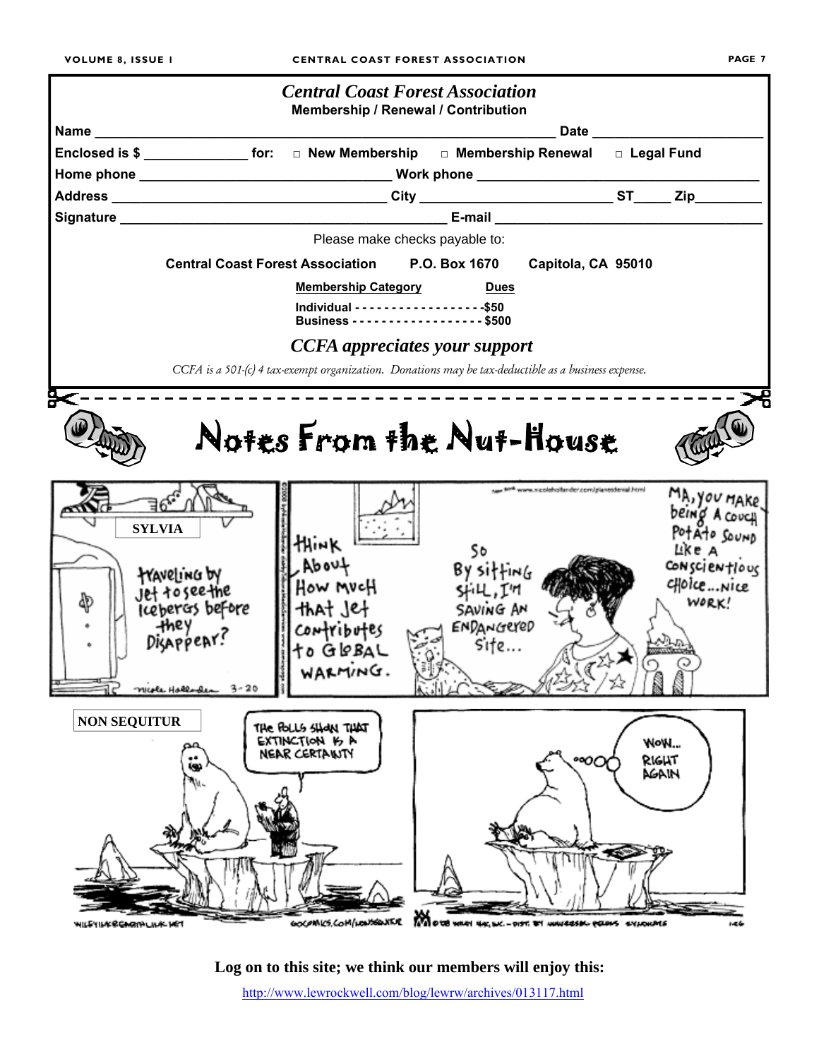# *Central Coast Forest Association*

**Membership / Renewal / Contribution**

**Name** ______________________________________________ **Date** ____________________

**Enclosed is $** ____________ **for:** □ **New Membership** □ **Membership Renewal** □ **Legal Fund**

**Home phone** ___________________________ **Work phone** ______________________________

**Address** ____________________________ **City** ____________________ **ST**_____ **Zip**________

**Signature** ________________________________ **E-mail** ______________________________

Please make checks payable to:

**Central Coast Forest Association P.O. Box 1670 Capitola, CA 95010**

| Membership Category | Dues |
|---|---|
| Individual | $50 |
| Business | $500 |

***CCFA appreciates your support***

*CCFA is a 501-(c) 4 tax-exempt organization. Donations may be tax-deductible as a business expense.*

# Notes From the Nut-House

SYLVIA

NON SEQUITUR

**Log on to this site; we think our members will enjoy this:**

http://www.lewrockwell.com/blog/lewrw/archives/013117.html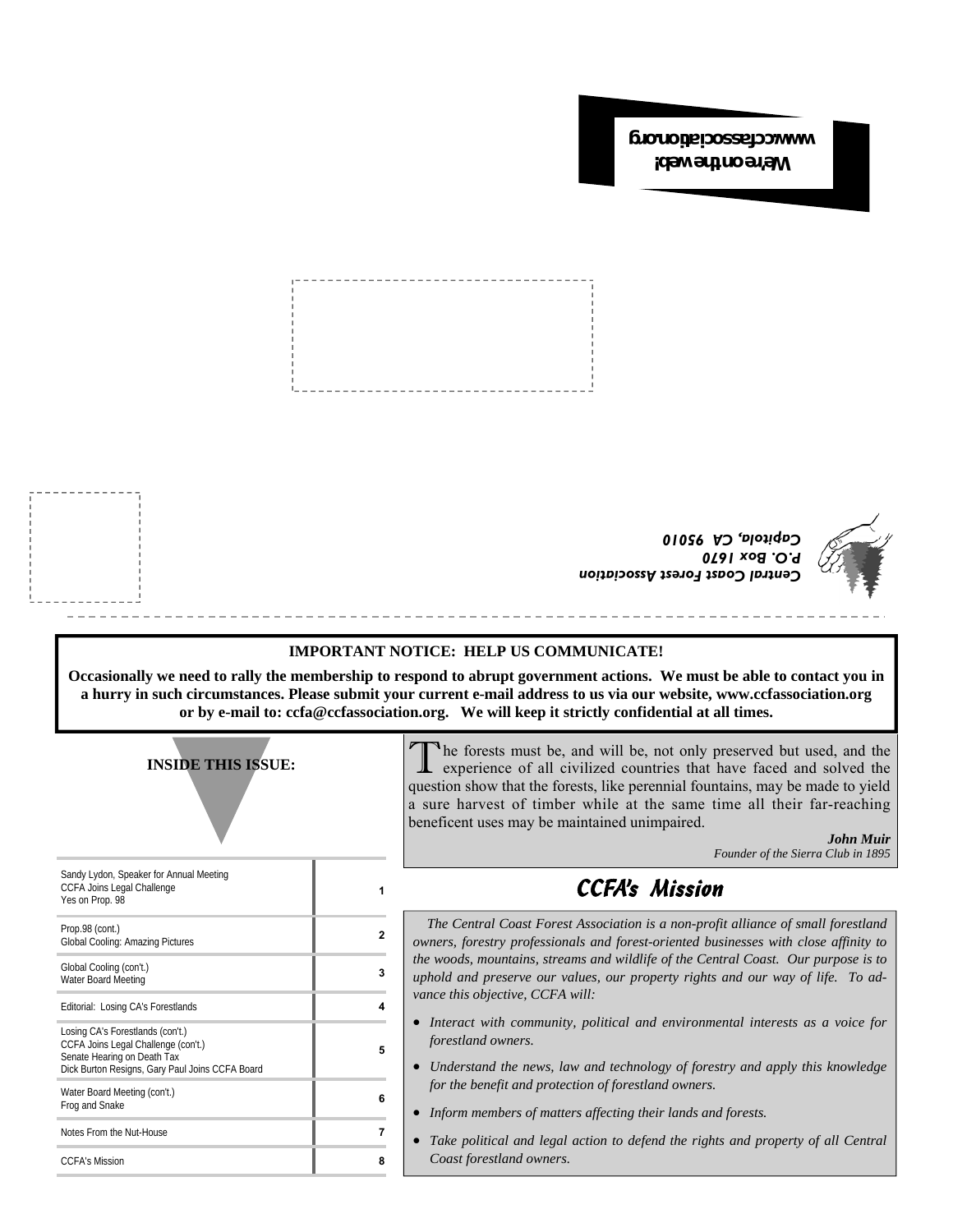We're on the web!
www.ccfassociation.org

*Central Coast Forest Association*
*P.O. Box 1670*
*Capitola, CA 95010*

**IMPORTANT NOTICE: HELP US COMMUNICATE!**

**Occasionally we need to rally the membership to respond to abrupt government actions. We must be able to contact you in a hurry in such circumstances. Please submit your current e-mail address to us via our website, www.ccfassociation.org or by e-mail to: ccfa@ccfassociation.org. We will keep it strictly confidential at all times.**

**INSIDE THIS ISSUE:**

| | |
|---|---|
| Sandy Lydon, Speaker for Annual Meeting<br>CCFA Joins Legal Challenge<br>Yes on Prop. 98 | 1 |
| Prop.98 (cont.)<br>Global Cooling: Amazing Pictures | 2 |
| Global Cooling (con't.)<br>Water Board Meeting | 3 |
| Editorial: Losing CA's Forestlands | 4 |
| Losing CA's Forestlands (con't.)<br>CCFA Joins Legal Challenge (con't.)<br>Senate Hearing on Death Tax<br>Dick Burton Resigns, Gary Paul Joins CCFA Board | 5 |
| Water Board Meeting (con't.)<br>Frog and Snake | 6 |
| Notes From the Nut-House | 7 |
| CCFA's Mission | 8 |

The forests must be, and will be, not only preserved but used, and the experience of all civilized countries that have faced and solved the question show that the forests, like perennial fountains, may be made to yield a sure harvest of timber while at the same time all their far-reaching beneficent uses may be maintained unimpaired.

***John Muir***
*Founder of the Sierra Club in 1895*

## CCFA's Mission

*The Central Coast Forest Association is a non-profit alliance of small forestland owners, forestry professionals and forest-oriented businesses with close affinity to the woods, mountains, streams and wildlife of the Central Coast. Our purpose is to uphold and preserve our values, our property rights and our way of life. To advance this objective, CCFA will:*

- *Interact with community, political and environmental interests as a voice for forestland owners.*
- *Understand the news, law and technology of forestry and apply this knowledge for the benefit and protection of forestland owners.*
- *Inform members of matters affecting their lands and forests.*
- *Take political and legal action to defend the rights and property of all Central Coast forestland owners.*